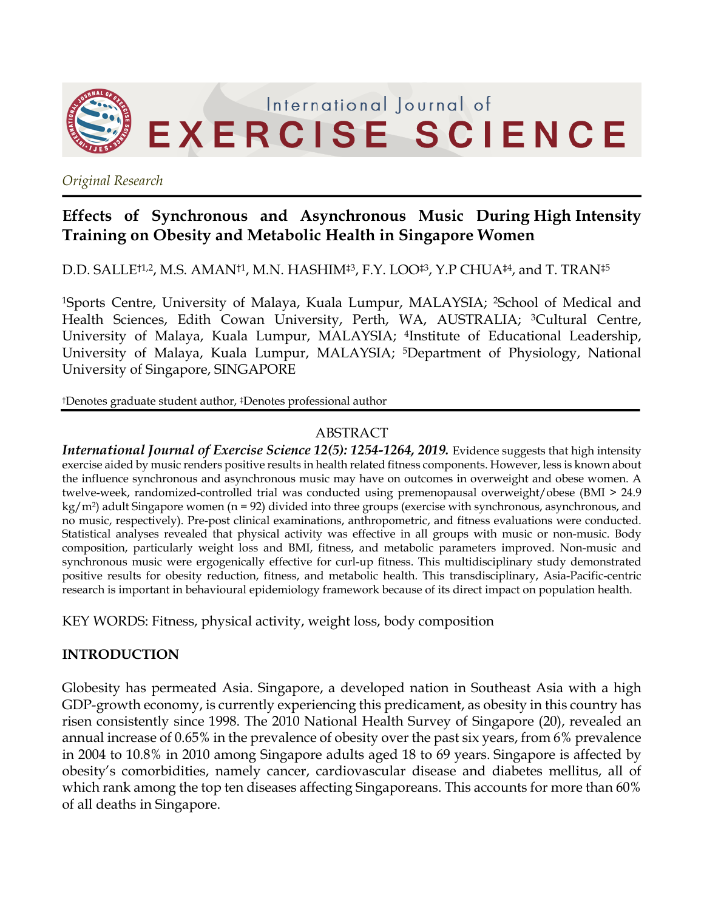*Original Research*

# Effects of Synchronous and Asynchronous Music During High Intensity Training on Obesity and Metabolic Health in Singapore Women

D.D. SALLE†[1,2], M.S. AMAN†[1], M.N. HASHIM‡[3], F.Y. LOO‡[3], Y.P CHUA‡[4], and T. TRAN‡[5]

[1]Sports Centre, University of Malaya, Kuala Lumpur, MALAYSIA; [2]School of Medical and Health Sciences, Edith Cowan University, Perth, WA, AUSTRALIA; [3]Cultural Centre, University of Malaya, Kuala Lumpur, MALAYSIA; [4]Institute of Educational Leadership, University of Malaya, Kuala Lumpur, MALAYSIA; [5]Department of Physiology, National University of Singapore, SINGAPORE

†Denotes graduate student author, ‡Denotes professional author

## ABSTRACT

***International Journal of Exercise Science 12(5): 1254-1264, 2019.*** Evidence suggests that high intensity exercise aided by music renders positive results in health related fitness components. However, less is known about the influence synchronous and asynchronous music may have on outcomes in overweight and obese women. A twelve-week, randomized-controlled trial was conducted using premenopausal overweight/obese (BMI > 24.9 $kg/m^2$) adult Singapore women (n = 92) divided into three groups (exercise with synchronous, asynchronous, and no music, respectively). Pre-post clinical examinations, anthropometric, and fitness evaluations were conducted. Statistical analyses revealed that physical activity was effective in all groups with music or non-music. Body composition, particularly weight loss and BMI, fitness, and metabolic parameters improved. Non-music and synchronous music were ergogenically effective for curl-up fitness. This multidisciplinary study demonstrated positive results for obesity reduction, fitness, and metabolic health. This transdisciplinary, Asia-Pacific-centric research is important in behavioural epidemiology framework because of its direct impact on population health.

KEY WORDS: Fitness, physical activity, weight loss, body composition

## INTRODUCTION

Globesity has permeated Asia. Singapore, a developed nation in Southeast Asia with a high GDP-growth economy, is currently experiencing this predicament, as obesity in this country has risen consistently since 1998. The 2010 National Health Survey of Singapore (20), revealed an annual increase of 0.65% in the prevalence of obesity over the past six years, from 6% prevalence in 2004 to 10.8% in 2010 among Singapore adults aged 18 to 69 years. Singapore is affected by obesity's comorbidities, namely cancer, cardiovascular disease and diabetes mellitus, all of which rank among the top ten diseases affecting Singaporeans. This accounts for more than 60% of all deaths in Singapore.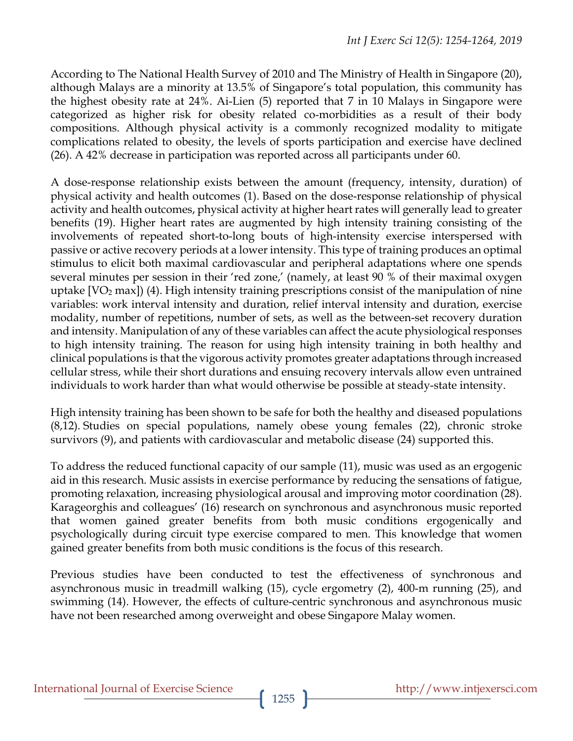According to The National Health Survey of 2010 and The Ministry of Health in Singapore (20), although Malays are a minority at 13.5% of Singapore's total population, this community has the highest obesity rate at 24%. Ai-Lien (5) reported that 7 in 10 Malays in Singapore were categorized as higher risk for obesity related co-morbidities as a result of their body compositions. Although physical activity is a commonly recognized modality to mitigate complications related to obesity, the levels of sports participation and exercise have declined (26). A 42% decrease in participation was reported across all participants under 60.

A dose-response relationship exists between the amount (frequency, intensity, duration) of physical activity and health outcomes (1). Based on the dose-response relationship of physical activity and health outcomes, physical activity at higher heart rates will generally lead to greater benefits (19). Higher heart rates are augmented by high intensity training consisting of the involvements of repeated short-to-long bouts of high-intensity exercise interspersed with passive or active recovery periods at a lower intensity. This type of training produces an optimal stimulus to elicit both maximal cardiovascular and peripheral adaptations where one spends several minutes per session in their 'red zone,' (namely, at least 90 % of their maximal oxygen uptake [$VO_2$ max]) (4). High intensity training prescriptions consist of the manipulation of nine variables: work interval intensity and duration, relief interval intensity and duration, exercise modality, number of repetitions, number of sets, as well as the between-set recovery duration and intensity. Manipulation of any of these variables can affect the acute physiological responses to high intensity training. The reason for using high intensity training in both healthy and clinical populations is that the vigorous activity promotes greater adaptations through increased cellular stress, while their short durations and ensuing recovery intervals allow even untrained individuals to work harder than what would otherwise be possible at steady-state intensity.

High intensity training has been shown to be safe for both the healthy and diseased populations (8,12). Studies on special populations, namely obese young females (22), chronic stroke survivors (9), and patients with cardiovascular and metabolic disease (24) supported this.

To address the reduced functional capacity of our sample (11), music was used as an ergogenic aid in this research. Music assists in exercise performance by reducing the sensations of fatigue, promoting relaxation, increasing physiological arousal and improving motor coordination (28). Karageorghis and colleagues' (16) research on synchronous and asynchronous music reported that women gained greater benefits from both music conditions ergogenically and psychologically during circuit type exercise compared to men. This knowledge that women gained greater benefits from both music conditions is the focus of this research.

Previous studies have been conducted to test the effectiveness of synchronous and asynchronous music in treadmill walking (15), cycle ergometry (2), 400-m running (25), and swimming (14). However, the effects of culture-centric synchronous and asynchronous music have not been researched among overweight and obese Singapore Malay women.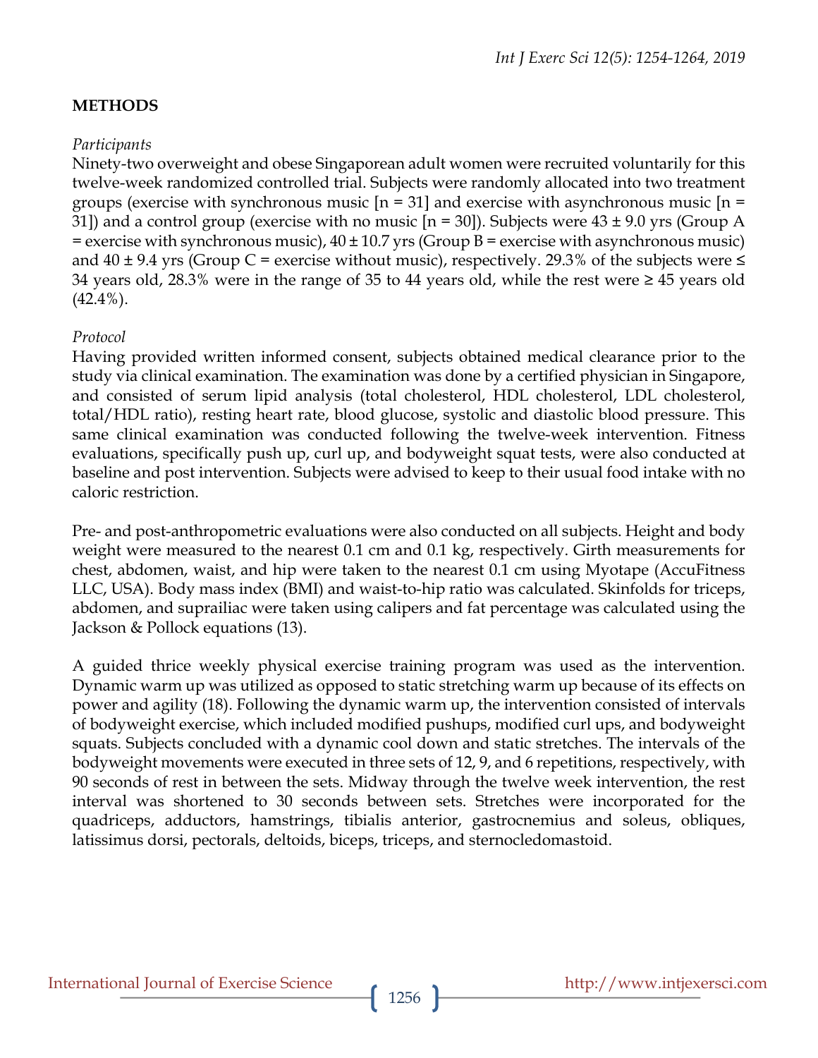## METHODS

*Participants*

Ninety-two overweight and obese Singaporean adult women were recruited voluntarily for this twelve-week randomized controlled trial. Subjects were randomly allocated into two treatment groups (exercise with synchronous music [n = 31] and exercise with asynchronous music [n = 31]) and a control group (exercise with no music [n = 30]). Subjects were 43 ± 9.0 yrs (Group A = exercise with synchronous music), 40 ± 10.7 yrs (Group B = exercise with asynchronous music) and 40 ± 9.4 yrs (Group C = exercise without music), respectively. 29.3% of the subjects were ≤ 34 years old, 28.3% were in the range of 35 to 44 years old, while the rest were ≥ 45 years old (42.4%).

*Protocol*

Having provided written informed consent, subjects obtained medical clearance prior to the study via clinical examination. The examination was done by a certified physician in Singapore, and consisted of serum lipid analysis (total cholesterol, HDL cholesterol, LDL cholesterol, total/HDL ratio), resting heart rate, blood glucose, systolic and diastolic blood pressure. This same clinical examination was conducted following the twelve-week intervention. Fitness evaluations, specifically push up, curl up, and bodyweight squat tests, were also conducted at baseline and post intervention. Subjects were advised to keep to their usual food intake with no caloric restriction.

Pre- and post-anthropometric evaluations were also conducted on all subjects. Height and body weight were measured to the nearest 0.1 cm and 0.1 kg, respectively. Girth measurements for chest, abdomen, waist, and hip were taken to the nearest 0.1 cm using Myotape (AccuFitness LLC, USA). Body mass index (BMI) and waist-to-hip ratio was calculated. Skinfolds for triceps, abdomen, and suprailiac were taken using calipers and fat percentage was calculated using the Jackson & Pollock equations (13).

A guided thrice weekly physical exercise training program was used as the intervention. Dynamic warm up was utilized as opposed to static stretching warm up because of its effects on power and agility (18). Following the dynamic warm up, the intervention consisted of intervals of bodyweight exercise, which included modified pushups, modified curl ups, and bodyweight squats. Subjects concluded with a dynamic cool down and static stretches. The intervals of the bodyweight movements were executed in three sets of 12, 9, and 6 repetitions, respectively, with 90 seconds of rest in between the sets. Midway through the twelve week intervention, the rest interval was shortened to 30 seconds between sets. Stretches were incorporated for the quadriceps, adductors, hamstrings, tibialis anterior, gastrocnemius and soleus, obliques, latissimus dorsi, pectorals, deltoids, biceps, triceps, and sternocledomastoid.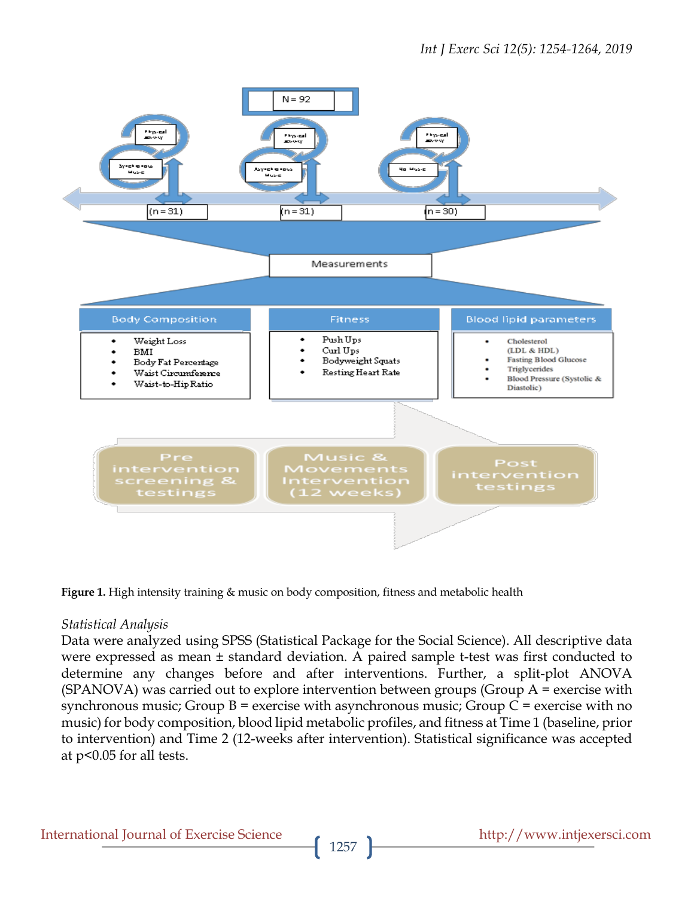Figure 1. High intensity training & music on body composition, fitness and metabolic health

*Statistical Analysis*

Data were analyzed using SPSS (Statistical Package for the Social Science). All descriptive data were expressed as mean ± standard deviation. A paired sample t-test was first conducted to determine any changes before and after interventions. Further, a split-plot ANOVA (SPANOVA) was carried out to explore intervention between groups (Group A = exercise with synchronous music; Group B = exercise with asynchronous music; Group C = exercise with no music) for body composition, blood lipid metabolic profiles, and fitness at Time 1 (baseline, prior to intervention) and Time 2 (12-weeks after intervention). Statistical significance was accepted at $p<0.05$ for all tests.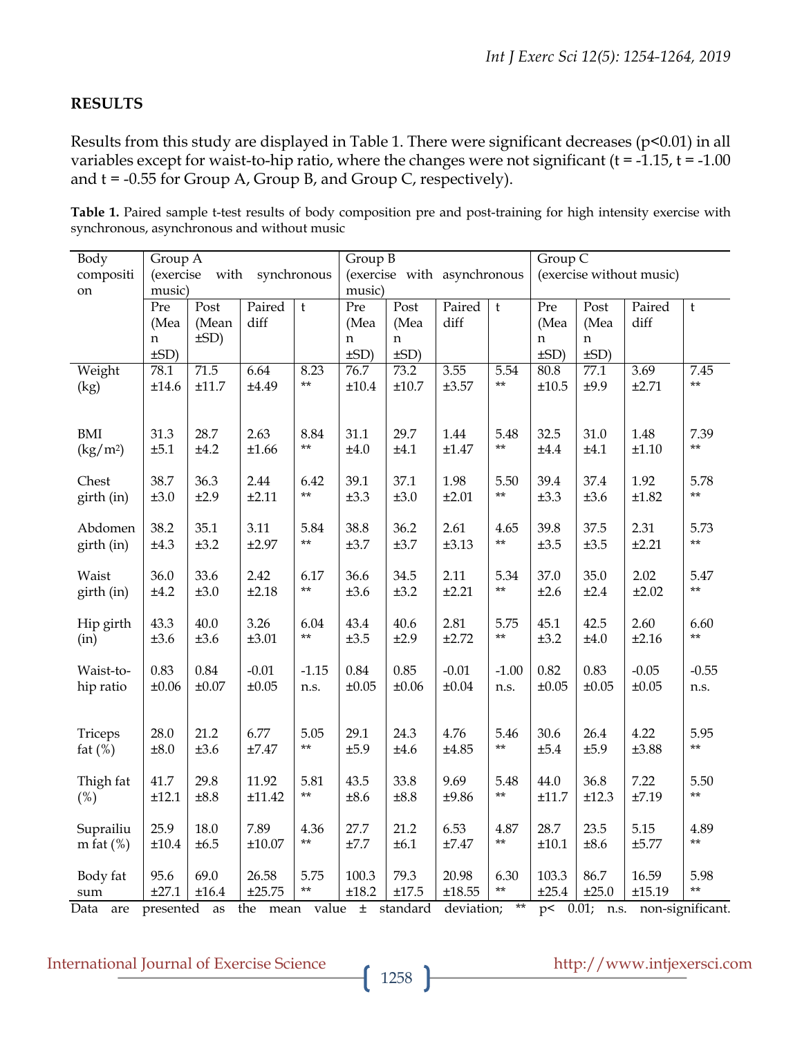## RESULTS

Results from this study are displayed in Table 1. There were significant decreases ($p<0.01$) in all variables except for waist-to-hip ratio, where the changes were not significant ($t = -1.15$, $t = -1.00$ and $t = -0.55$ for Group A, Group B, and Group C, respectively).

**Table 1.** Paired sample t-test results of body composition pre and post-training for high intensity exercise with synchronous, asynchronous and without music

| Body composition | Group A (exercise with synchronous music) | | | | Group B (exercise with asynchronous music) | | | | Group C (exercise without music) | | | |
|---|---|---|---|---|---|---|---|---|---|---|---|---|
| | Pre (Mean ±SD) | Post (Mean ±SD) | Paired diff | t | Pre (Mean ±SD) | Post (Mean ±SD) | Paired diff | t | Pre (Mean ±SD) | Post (Mean ±SD) | Paired diff | t |
| Weight (kg) | 78.1 ±14.6 | 71.5 ±11.7 | 6.64 ±4.49 | 8.23 ** | 76.7 ±10.4 | 73.2 ±10.7 | 3.55 ±3.57 | 5.54 ** | 80.8 ±10.5 | 77.1 ±9.9 | 3.69 ±2.71 | 7.45 ** |
| BMI ($kg/m^2$) | 31.3 ±5.1 | 28.7 ±4.2 | 2.63 ±1.66 | 8.84 ** | 31.1 ±4.0 | 29.7 ±4.1 | 1.44 ±1.47 | 5.48 ** | 32.5 ±4.4 | 31.0 ±4.1 | 1.48 ±1.10 | 7.39 ** |
| Chest girth (in) | 38.7 ±3.0 | 36.3 ±2.9 | 2.44 ±2.11 | 6.42 ** | 39.1 ±3.3 | 37.1 ±3.0 | 1.98 ±2.01 | 5.50 ** | 39.4 ±3.3 | 37.4 ±3.6 | 1.92 ±1.82 | 5.78 ** |
| Abdomen girth (in) | 38.2 ±4.3 | 35.1 ±3.2 | 3.11 ±2.97 | 5.84 ** | 38.8 ±3.7 | 36.2 ±3.7 | 2.61 ±3.13 | 4.65 ** | 39.8 ±3.5 | 37.5 ±3.5 | 2.31 ±2.21 | 5.73 ** |
| Waist girth (in) | 36.0 ±4.2 | 33.6 ±3.0 | 2.42 ±2.18 | 6.17 ** | 36.6 ±3.6 | 34.5 ±3.2 | 2.11 ±2.21 | 5.34 ** | 37.0 ±2.6 | 35.0 ±2.4 | 2.02 ±2.02 | 5.47 ** |
| Hip girth (in) | 43.3 ±3.6 | 40.0 ±3.6 | 3.26 ±3.01 | 6.04 ** | 43.4 ±3.5 | 40.6 ±2.9 | 2.81 ±2.72 | 5.75 ** | 45.1 ±3.2 | 42.5 ±4.0 | 2.60 ±2.16 | 6.60 ** |
| Waist-to-hip ratio | 0.83 ±0.06 | 0.84 ±0.07 | -0.01 ±0.05 | -1.15 n.s. | 0.84 ±0.05 | 0.85 ±0.06 | -0.01 ±0.04 | -1.00 n.s. | 0.82 ±0.05 | 0.83 ±0.05 | -0.05 ±0.05 | -0.55 n.s. |
| Triceps fat (%) | 28.0 ±8.0 | 21.2 ±3.6 | 6.77 ±7.47 | 5.05 ** | 29.1 ±5.9 | 24.3 ±4.6 | 4.76 ±4.85 | 5.46 ** | 30.6 ±5.4 | 26.4 ±5.9 | 4.22 ±3.88 | 5.95 ** |
| Thigh fat (%) | 41.7 ±12.1 | 29.8 ±8.8 | 11.92 ±11.42 | 5.81 ** | 43.5 ±8.6 | 33.8 ±8.8 | 9.69 ±9.86 | 5.48 ** | 44.0 ±11.7 | 36.8 ±12.3 | 7.22 ±7.19 | 5.50 ** |
| Suprailium fat (%) | 25.9 ±10.4 | 18.0 ±6.5 | 7.89 ±10.07 | 4.36 ** | 27.7 ±7.7 | 21.2 ±6.1 | 6.53 ±7.47 | 4.87 ** | 28.7 ±10.1 | 23.5 ±8.6 | 5.15 ±5.77 | 4.89 ** |
| Body fat sum | 95.6 ±27.1 | 69.0 ±16.4 | 26.58 ±25.75 | 5.75 ** | 100.3 ±18.2 | 79.3 ±17.5 | 20.98 ±18.55 | 6.30 ** | 103.3 ±25.4 | 86.7 ±25.0 | 16.59 ±15.19 | 5.98 ** |

Data are presented as the mean value ± standard deviation; ** $p< 0.01$; n.s. non-significant.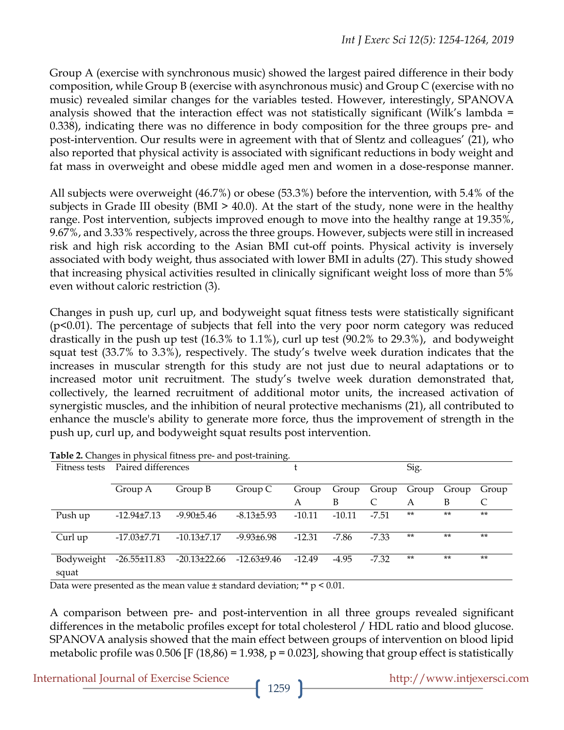Group A (exercise with synchronous music) showed the largest paired difference in their body composition, while Group B (exercise with asynchronous music) and Group C (exercise with no music) revealed similar changes for the variables tested. However, interestingly, SPANOVA analysis showed that the interaction effect was not statistically significant (Wilk's lambda = 0.338), indicating there was no difference in body composition for the three groups pre- and post-intervention. Our results were in agreement with that of Slentz and colleagues' (21), who also reported that physical activity is associated with significant reductions in body weight and fat mass in overweight and obese middle aged men and women in a dose-response manner.

All subjects were overweight (46.7%) or obese (53.3%) before the intervention, with 5.4% of the subjects in Grade III obesity (BMI > 40.0). At the start of the study, none were in the healthy range. Post intervention, subjects improved enough to move into the healthy range at 19.35%, 9.67%, and 3.33% respectively, across the three groups. However, subjects were still in increased risk and high risk according to the Asian BMI cut-off points. Physical activity is inversely associated with body weight, thus associated with lower BMI in adults (27). This study showed that increasing physical activities resulted in clinically significant weight loss of more than 5% even without caloric restriction (3).

Changes in push up, curl up, and bodyweight squat fitness tests were statistically significant ($p<0.01$). The percentage of subjects that fell into the very poor norm category was reduced drastically in the push up test (16.3% to 1.1%), curl up test (90.2% to 29.3%), and bodyweight squat test (33.7% to 3.3%), respectively. The study's twelve week duration indicates that the increases in muscular strength for this study are not just due to neural adaptations or to increased motor unit recruitment. The study's twelve week duration demonstrated that, collectively, the learned recruitment of additional motor units, the increased activation of synergistic muscles, and the inhibition of neural protective mechanisms (21), all contributed to enhance the muscle's ability to generate more force, thus the improvement of strength in the push up, curl up, and bodyweight squat results post intervention.

**Table 2.** Changes in physical fitness pre- and post-training.

| Fitness tests | Paired differences | | | t | | | Sig. | | |
|---|---|---|---|---|---|---|---|---|---|
| | Group A | Group B | Group C | Group A | Group B | Group C | Group A | Group B | Group C |
| Push up | -12.94±7.13 | -9.90±5.46 | -8.13±5.93 | -10.11 | -10.11 | -7.51 | ** | ** | ** |
| Curl up | -17.03±7.71 | -10.13±7.17 | -9.93±6.98 | -12.31 | -7.86 | -7.33 | ** | ** | ** |
| Bodyweight squat | -26.55±11.83 | -20.13±22.66 | -12.63±9.46 | -12.49 | -4.95 | -7.32 | ** | ** | ** |

Data were presented as the mean value ± standard deviation; ** $p < 0.01$.

A comparison between pre- and post-intervention in all three groups revealed significant differences in the metabolic profiles except for total cholesterol / HDL ratio and blood glucose. SPANOVA analysis showed that the main effect between groups of intervention on blood lipid metabolic profile was 0.506 [$F(18,86) = 1.938$, $p = 0.023$], showing that group effect is statistically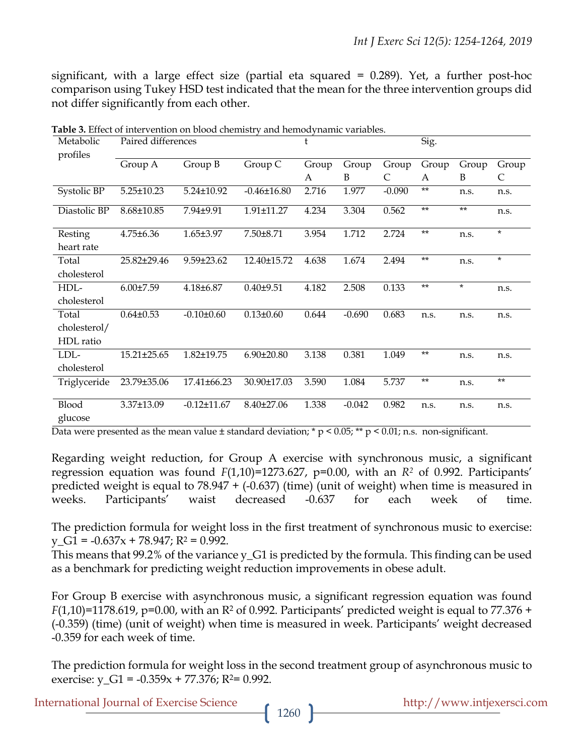significant, with a large effect size (partial eta squared = 0.289). Yet, a further post-hoc comparison using Tukey HSD test indicated that the mean for the three intervention groups did not differ significantly from each other.

**Table 3.** Effect of intervention on blood chemistry and hemodynamic variables.

| Metabolic profiles | Paired differences | | | t | | | Sig. | | |
|---|---|---|---|---|---|---|---|---|---|
| | Group A | Group B | Group C | Group A | Group B | Group C | Group A | Group B | Group C |
| Systolic BP | 5.25±10.23 | 5.24±10.92 | -0.46±16.80 | 2.716 | 1.977 | -0.090 | ** | n.s. | n.s. |
| Diastolic BP | 8.68±10.85 | 7.94±9.91 | 1.91±11.27 | 4.234 | 3.304 | 0.562 | ** | ** | n.s. |
| Resting heart rate | 4.75±6.36 | 1.65±3.97 | 7.50±8.71 | 3.954 | 1.712 | 2.724 | ** | n.s. | * |
| Total cholesterol | 25.82±29.46 | 9.59±23.62 | 12.40±15.72 | 4.638 | 1.674 | 2.494 | ** | n.s. | * |
| HDL-cholesterol | 6.00±7.59 | 4.18±6.87 | 0.40±9.51 | 4.182 | 2.508 | 0.133 | ** | * | n.s. |
| Total cholesterol/ HDL ratio | 0.64±0.53 | -0.10±0.60 | 0.13±0.60 | 0.644 | -0.690 | 0.683 | n.s. | n.s. | n.s. |
| LDL-cholesterol | 15.21±25.65 | 1.82±19.75 | 6.90±20.80 | 3.138 | 0.381 | 1.049 | ** | n.s. | n.s. |
| Triglyceride | 23.79±35.06 | 17.41±66.23 | 30.90±17.03 | 3.590 | 1.084 | 5.737 | ** | n.s. | ** |
| Blood glucose | 3.37±13.09 | -0.12±11.67 | 8.40±27.06 | 1.338 | -0.042 | 0.982 | n.s. | n.s. | n.s. |

Data were presented as the mean value ± standard deviation; * $p < 0.05$; ** $p < 0.01$; n.s. non-significant.

Regarding weight reduction, for Group A exercise with synchronous music, a significant regression equation was found $F(1,10)=1273.627$, p=0.00, with an $R^2$ of 0.992. Participants' predicted weight is equal to 78.947 + (-0.637) (time) (unit of weight) when time is measured in weeks. Participants' waist decreased -0.637 for each week of time.

The prediction formula for weight loss in the first treatment of synchronous music to exercise: $y\_G1 = -0.637x + 78.947$; $R^2 = 0.992$.
This means that 99.2% of the variance y_G1 is predicted by the formula. This finding can be used as a benchmark for predicting weight reduction improvements in obese adult.

For Group B exercise with asynchronous music, a significant regression equation was found $F(1,10)=1178.619$, p=0.00, with an $R^2$ of 0.992. Participants' predicted weight is equal to 77.376 + (-0.359) (time) (unit of weight) when time is measured in week. Participants' weight decreased -0.359 for each week of time.

The prediction formula for weight loss in the second treatment group of asynchronous music to exercise: $y\_G1 = -0.359x + 77.376$; $R^2= 0.992$.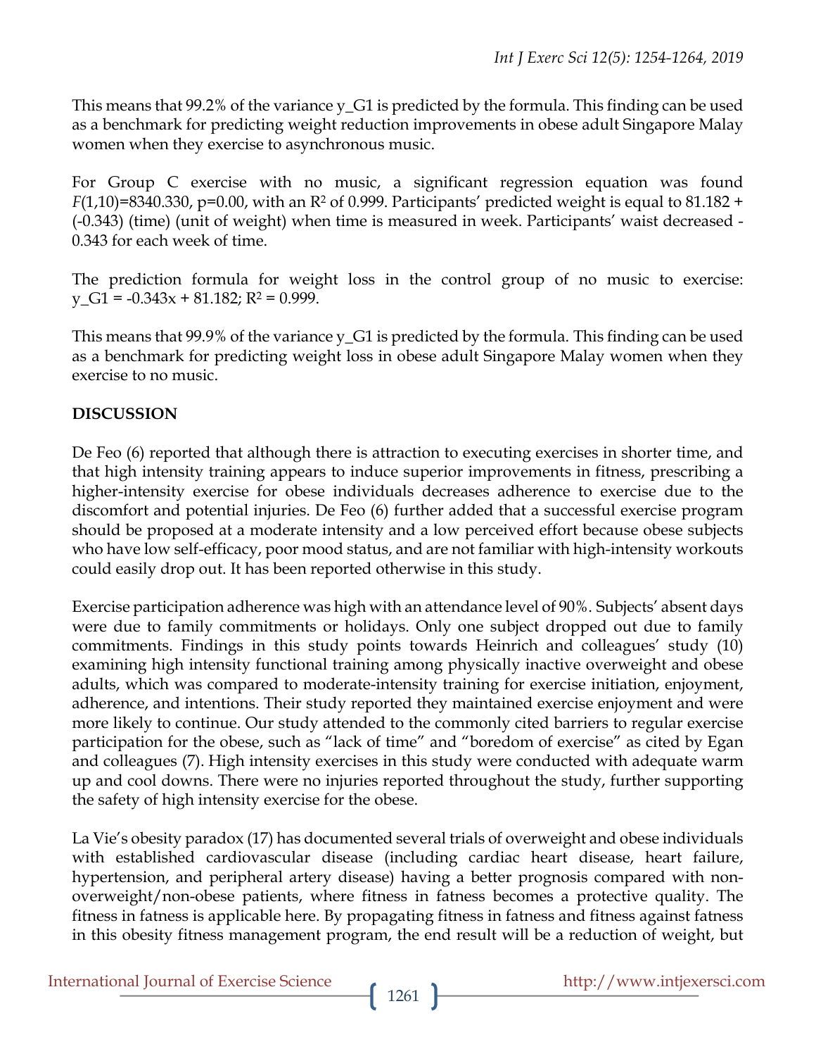This means that 99.2% of the variance y_G1 is predicted by the formula. This finding can be used as a benchmark for predicting weight reduction improvements in obese adult Singapore Malay women when they exercise to asynchronous music.

For Group C exercise with no music, a significant regression equation was found $F(1,10)=8340.330$, $p=0.00$, with an $R^2$ of 0.999. Participants' predicted weight is equal to 81.182 + (-0.343) (time) (unit of weight) when time is measured in week. Participants' waist decreased -0.343 for each week of time.

The prediction formula for weight loss in the control group of no music to exercise: y_G1 = -0.343x + 81.182; $R^2 = 0.999$.

This means that 99.9% of the variance y_G1 is predicted by the formula. This finding can be used as a benchmark for predicting weight loss in obese adult Singapore Malay women when they exercise to no music.

## DISCUSSION

De Feo (6) reported that although there is attraction to executing exercises in shorter time, and that high intensity training appears to induce superior improvements in fitness, prescribing a higher-intensity exercise for obese individuals decreases adherence to exercise due to the discomfort and potential injuries. De Feo (6) further added that a successful exercise program should be proposed at a moderate intensity and a low perceived effort because obese subjects who have low self-efficacy, poor mood status, and are not familiar with high-intensity workouts could easily drop out. It has been reported otherwise in this study.

Exercise participation adherence was high with an attendance level of 90%. Subjects' absent days were due to family commitments or holidays. Only one subject dropped out due to family commitments. Findings in this study points towards Heinrich and colleagues' study (10) examining high intensity functional training among physically inactive overweight and obese adults, which was compared to moderate-intensity training for exercise initiation, enjoyment, adherence, and intentions. Their study reported they maintained exercise enjoyment and were more likely to continue. Our study attended to the commonly cited barriers to regular exercise participation for the obese, such as "lack of time" and "boredom of exercise" as cited by Egan and colleagues (7). High intensity exercises in this study were conducted with adequate warm up and cool downs. There were no injuries reported throughout the study, further supporting the safety of high intensity exercise for the obese.

La Vie's obesity paradox (17) has documented several trials of overweight and obese individuals with established cardiovascular disease (including cardiac heart disease, heart failure, hypertension, and peripheral artery disease) having a better prognosis compared with non-overweight/non-obese patients, where fitness in fatness becomes a protective quality. The fitness in fatness is applicable here. By propagating fitness in fatness and fitness against fatness in this obesity fitness management program, the end result will be a reduction of weight, but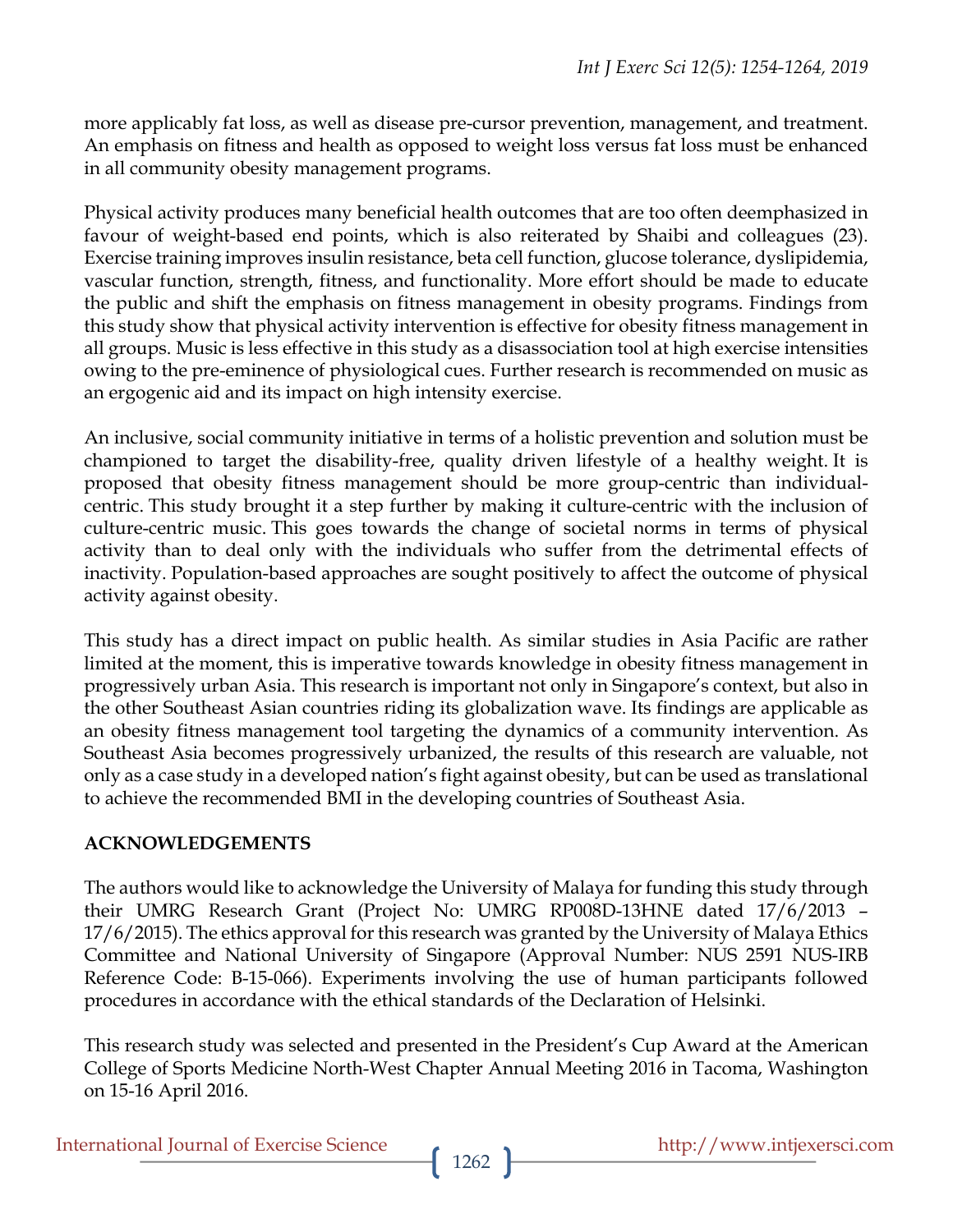more applicably fat loss, as well as disease pre-cursor prevention, management, and treatment. An emphasis on fitness and health as opposed to weight loss versus fat loss must be enhanced in all community obesity management programs.

Physical activity produces many beneficial health outcomes that are too often deemphasized in favour of weight-based end points, which is also reiterated by Shaibi and colleagues (23). Exercise training improves insulin resistance, beta cell function, glucose tolerance, dyslipidemia, vascular function, strength, fitness, and functionality. More effort should be made to educate the public and shift the emphasis on fitness management in obesity programs. Findings from this study show that physical activity intervention is effective for obesity fitness management in all groups. Music is less effective in this study as a disassociation tool at high exercise intensities owing to the pre-eminence of physiological cues. Further research is recommended on music as an ergogenic aid and its impact on high intensity exercise.

An inclusive, social community initiative in terms of a holistic prevention and solution must be championed to target the disability-free, quality driven lifestyle of a healthy weight. It is proposed that obesity fitness management should be more group-centric than individual-centric. This study brought it a step further by making it culture-centric with the inclusion of culture-centric music. This goes towards the change of societal norms in terms of physical activity than to deal only with the individuals who suffer from the detrimental effects of inactivity. Population-based approaches are sought positively to affect the outcome of physical activity against obesity.

This study has a direct impact on public health. As similar studies in Asia Pacific are rather limited at the moment, this is imperative towards knowledge in obesity fitness management in progressively urban Asia. This research is important not only in Singapore's context, but also in the other Southeast Asian countries riding its globalization wave. Its findings are applicable as an obesity fitness management tool targeting the dynamics of a community intervention. As Southeast Asia becomes progressively urbanized, the results of this research are valuable, not only as a case study in a developed nation's fight against obesity, but can be used as translational to achieve the recommended BMI in the developing countries of Southeast Asia.

## ACKNOWLEDGEMENTS

The authors would like to acknowledge the University of Malaya for funding this study through their UMRG Research Grant (Project No: UMRG RP008D-13HNE dated 17/6/2013 – 17/6/2015). The ethics approval for this research was granted by the University of Malaya Ethics Committee and National University of Singapore (Approval Number: NUS 2591 NUS-IRB Reference Code: B-15-066). Experiments involving the use of human participants followed procedures in accordance with the ethical standards of the Declaration of Helsinki.

This research study was selected and presented in the President's Cup Award at the American College of Sports Medicine North-West Chapter Annual Meeting 2016 in Tacoma, Washington on 15-16 April 2016.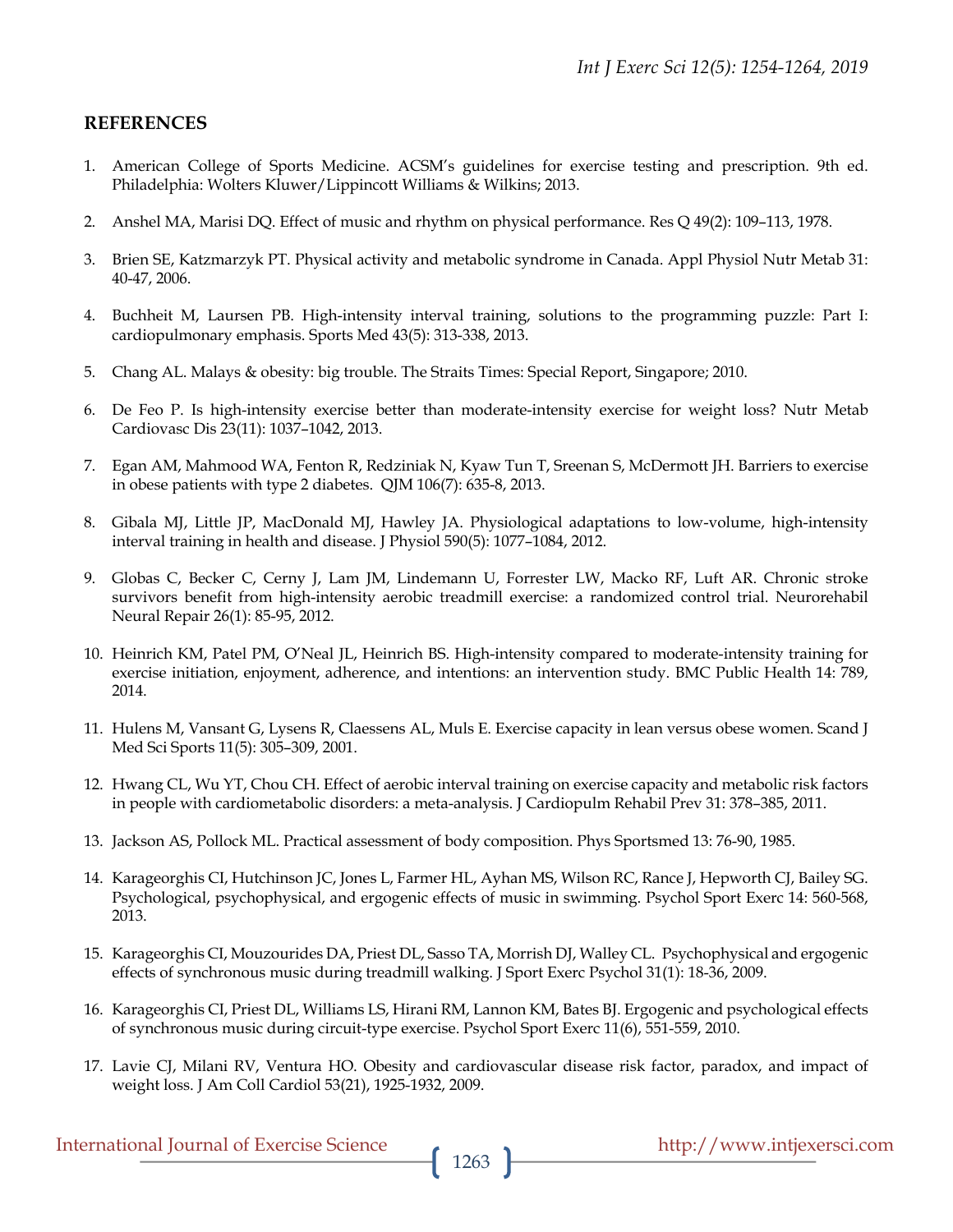## REFERENCES

1. American College of Sports Medicine. ACSM's guidelines for exercise testing and prescription. 9th ed. Philadelphia: Wolters Kluwer/Lippincott Williams & Wilkins; 2013.

2. Anshel MA, Marisi DQ. Effect of music and rhythm on physical performance. Res Q 49(2): 109–113, 1978.

3. Brien SE, Katzmarzyk PT. Physical activity and metabolic syndrome in Canada. Appl Physiol Nutr Metab 31: 40-47, 2006.

4. Buchheit M, Laursen PB. High-intensity interval training, solutions to the programming puzzle: Part I: cardiopulmonary emphasis. Sports Med 43(5): 313-338, 2013.

5. Chang AL. Malays & obesity: big trouble. The Straits Times: Special Report, Singapore; 2010.

6. De Feo P. Is high-intensity exercise better than moderate-intensity exercise for weight loss? Nutr Metab Cardiovasc Dis 23(11): 1037–1042, 2013.

7. Egan AM, Mahmood WA, Fenton R, Redziniak N, Kyaw Tun T, Sreenan S, McDermott JH. Barriers to exercise in obese patients with type 2 diabetes. QJM 106(7): 635-8, 2013.

8. Gibala MJ, Little JP, MacDonald MJ, Hawley JA. Physiological adaptations to low-volume, high-intensity interval training in health and disease. J Physiol 590(5): 1077–1084, 2012.

9. Globas C, Becker C, Cerny J, Lam JM, Lindemann U, Forrester LW, Macko RF, Luft AR. Chronic stroke survivors benefit from high-intensity aerobic treadmill exercise: a randomized control trial. Neurorehabil Neural Repair 26(1): 85-95, 2012.

10. Heinrich KM, Patel PM, O'Neal JL, Heinrich BS. High-intensity compared to moderate-intensity training for exercise initiation, enjoyment, adherence, and intentions: an intervention study. BMC Public Health 14: 789, 2014.

11. Hulens M, Vansant G, Lysens R, Claessens AL, Muls E. Exercise capacity in lean versus obese women. Scand J Med Sci Sports 11(5): 305–309, 2001.

12. Hwang CL, Wu YT, Chou CH. Effect of aerobic interval training on exercise capacity and metabolic risk factors in people with cardiometabolic disorders: a meta-analysis. J Cardiopulm Rehabil Prev 31: 378–385, 2011.

13. Jackson AS, Pollock ML. Practical assessment of body composition. Phys Sportsmed 13: 76-90, 1985.

14. Karageorghis CI, Hutchinson JC, Jones L, Farmer HL, Ayhan MS, Wilson RC, Rance J, Hepworth CJ, Bailey SG. Psychological, psychophysical, and ergogenic effects of music in swimming. Psychol Sport Exerc 14: 560-568, 2013.

15. Karageorghis CI, Mouzourides DA, Priest DL, Sasso TA, Morrish DJ, Walley CL. Psychophysical and ergogenic effects of synchronous music during treadmill walking. J Sport Exerc Psychol 31(1): 18-36, 2009.

16. Karageorghis CI, Priest DL, Williams LS, Hirani RM, Lannon KM, Bates BJ. Ergogenic and psychological effects of synchronous music during circuit-type exercise. Psychol Sport Exerc 11(6), 551-559, 2010.

17. Lavie CJ, Milani RV, Ventura HO. Obesity and cardiovascular disease risk factor, paradox, and impact of weight loss. J Am Coll Cardiol 53(21), 1925-1932, 2009.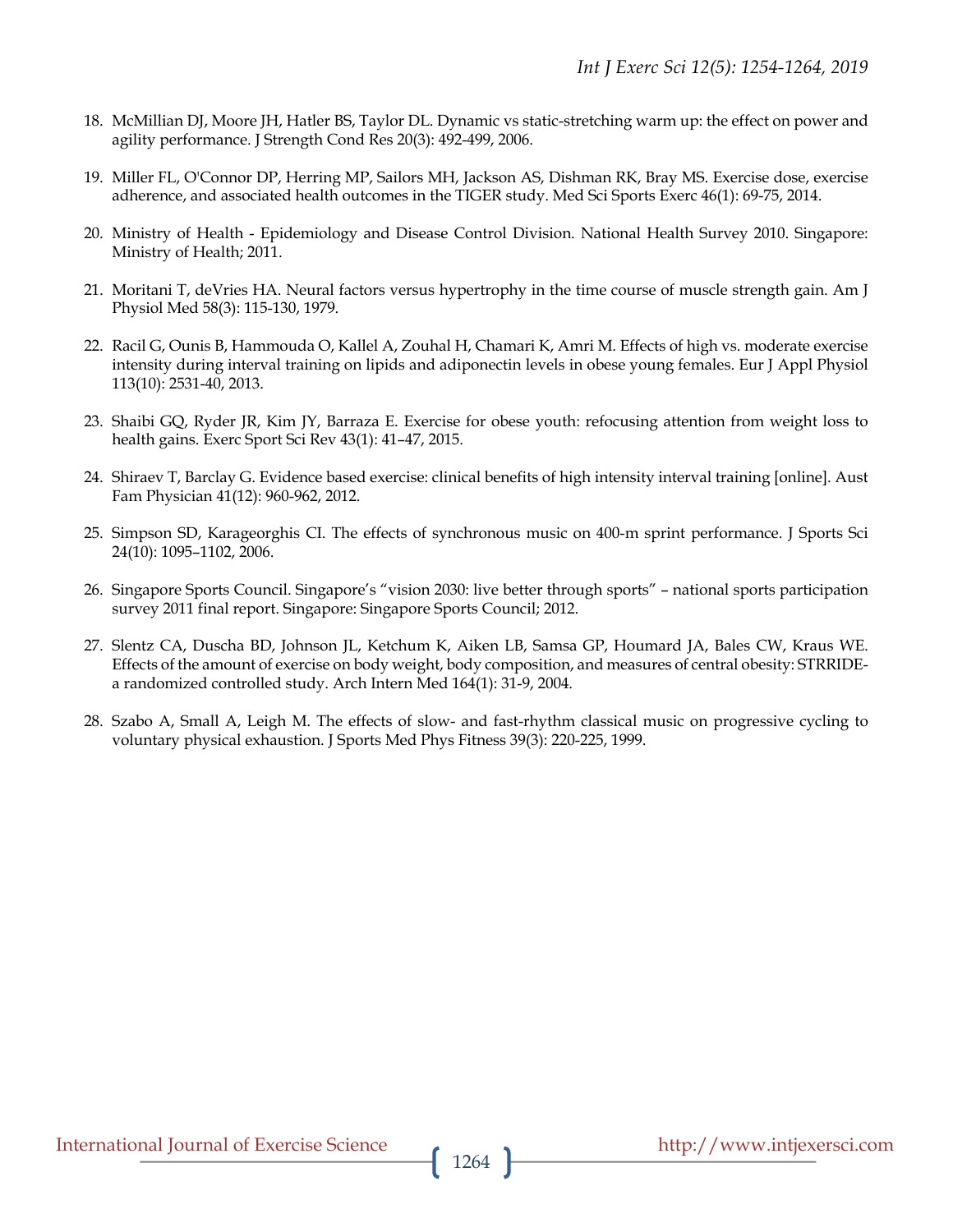18. McMillian DJ, Moore JH, Hatler BS, Taylor DL. Dynamic vs static-stretching warm up: the effect on power and agility performance. J Strength Cond Res 20(3): 492-499, 2006.

19. Miller FL, O'Connor DP, Herring MP, Sailors MH, Jackson AS, Dishman RK, Bray MS. Exercise dose, exercise adherence, and associated health outcomes in the TIGER study. Med Sci Sports Exerc 46(1): 69-75, 2014.

20. Ministry of Health - Epidemiology and Disease Control Division. National Health Survey 2010. Singapore: Ministry of Health; 2011.

21. Moritani T, deVries HA. Neural factors versus hypertrophy in the time course of muscle strength gain. Am J Physiol Med 58(3): 115-130, 1979.

22. Racil G, Ounis B, Hammouda O, Kallel A, Zouhal H, Chamari K, Amri M. Effects of high vs. moderate exercise intensity during interval training on lipids and adiponectin levels in obese young females. Eur J Appl Physiol 113(10): 2531-40, 2013.

23. Shaibi GQ, Ryder JR, Kim JY, Barraza E. Exercise for obese youth: refocusing attention from weight loss to health gains. Exerc Sport Sci Rev 43(1): 41–47, 2015.

24. Shiraev T, Barclay G. Evidence based exercise: clinical benefits of high intensity interval training [online]. Aust Fam Physician 41(12): 960-962, 2012.

25. Simpson SD, Karageorghis CI. The effects of synchronous music on 400-m sprint performance. J Sports Sci 24(10): 1095–1102, 2006.

26. Singapore Sports Council. Singapore's "vision 2030: live better through sports" – national sports participation survey 2011 final report. Singapore: Singapore Sports Council; 2012.

27. Slentz CA, Duscha BD, Johnson JL, Ketchum K, Aiken LB, Samsa GP, Houmard JA, Bales CW, Kraus WE. Effects of the amount of exercise on body weight, body composition, and measures of central obesity: STRRIDE- a randomized controlled study. Arch Intern Med 164(1): 31-9, 2004.

28. Szabo A, Small A, Leigh M. The effects of slow- and fast-rhythm classical music on progressive cycling to voluntary physical exhaustion. J Sports Med Phys Fitness 39(3): 220-225, 1999.